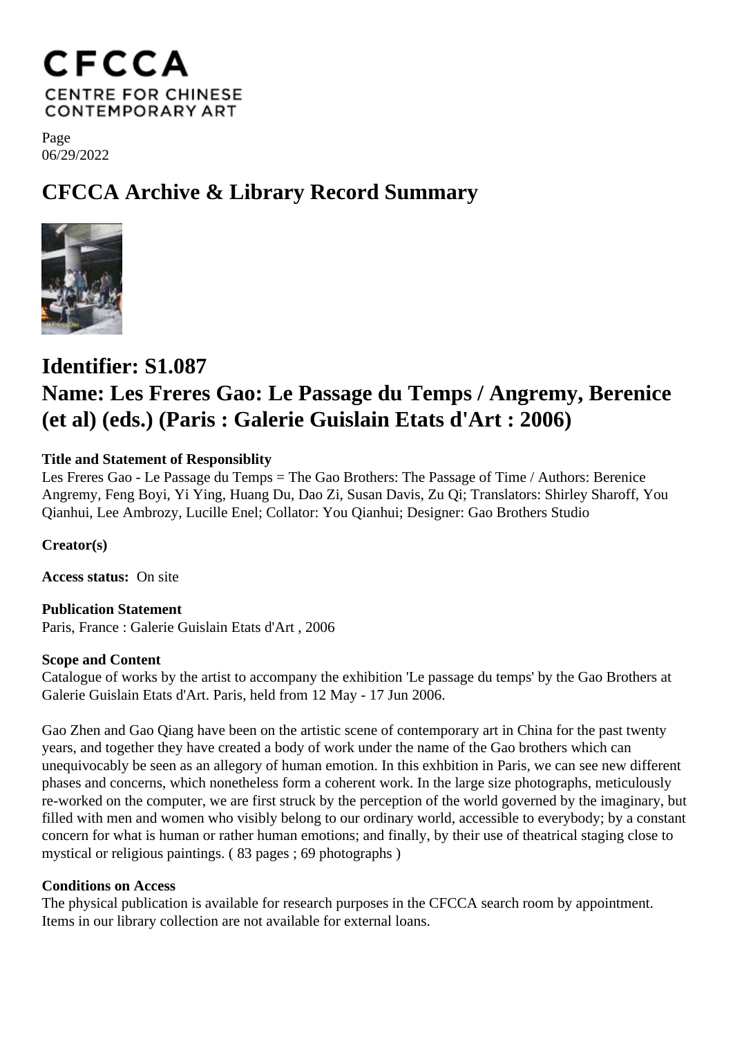# CFCCA
CENTRE FOR CHINESE CONTEMPORARY ART

Page
06/29/2022

## CFCCA Archive & Library Record Summary

## Identifier: S1.087
## Name: Les Freres Gao: Le Passage du Temps / Angremy, Berenice (et al) (eds.) (Paris : Galerie Guislain Etats d'Art : 2006)

**Title and Statement of Responsiblity**
Les Freres Gao - Le Passage du Temps = The Gao Brothers: The Passage of Time / Authors: Berenice Angremy, Feng Boyi, Yi Ying, Huang Du, Dao Zi, Susan Davis, Zu Qi; Translators: Shirley Sharoff, You Qianhui, Lee Ambrozy, Lucille Enel; Collator: You Qianhui; Designer: Gao Brothers Studio

**Creator(s)**

**Access status:** On site

**Publication Statement**
Paris, France : Galerie Guislain Etats d'Art , 2006

**Scope and Content**
Catalogue of works by the artist to accompany the exhibition 'Le passage du temps' by the Gao Brothers at Galerie Guislain Etats d'Art. Paris, held from 12 May - 17 Jun 2006.

Gao Zhen and Gao Qiang have been on the artistic scene of contemporary art in China for the past twenty years, and together they have created a body of work under the name of the Gao brothers which can unequivocably be seen as an allegory of human emotion. In this exhbition in Paris, we can see new different phases and concerns, which nonetheless form a coherent work. In the large size photographs, meticulously re-worked on the computer, we are first struck by the perception of the world governed by the imaginary, but filled with men and women who visibly belong to our ordinary world, accessible to everybody; by a constant concern for what is human or rather human emotions; and finally, by their use of theatrical staging close to mystical or religious paintings. ( 83 pages ; 69 photographs )

**Conditions on Access**
The physical publication is available for research purposes in the CFCCA search room by appointment. Items in our library collection are not available for external loans.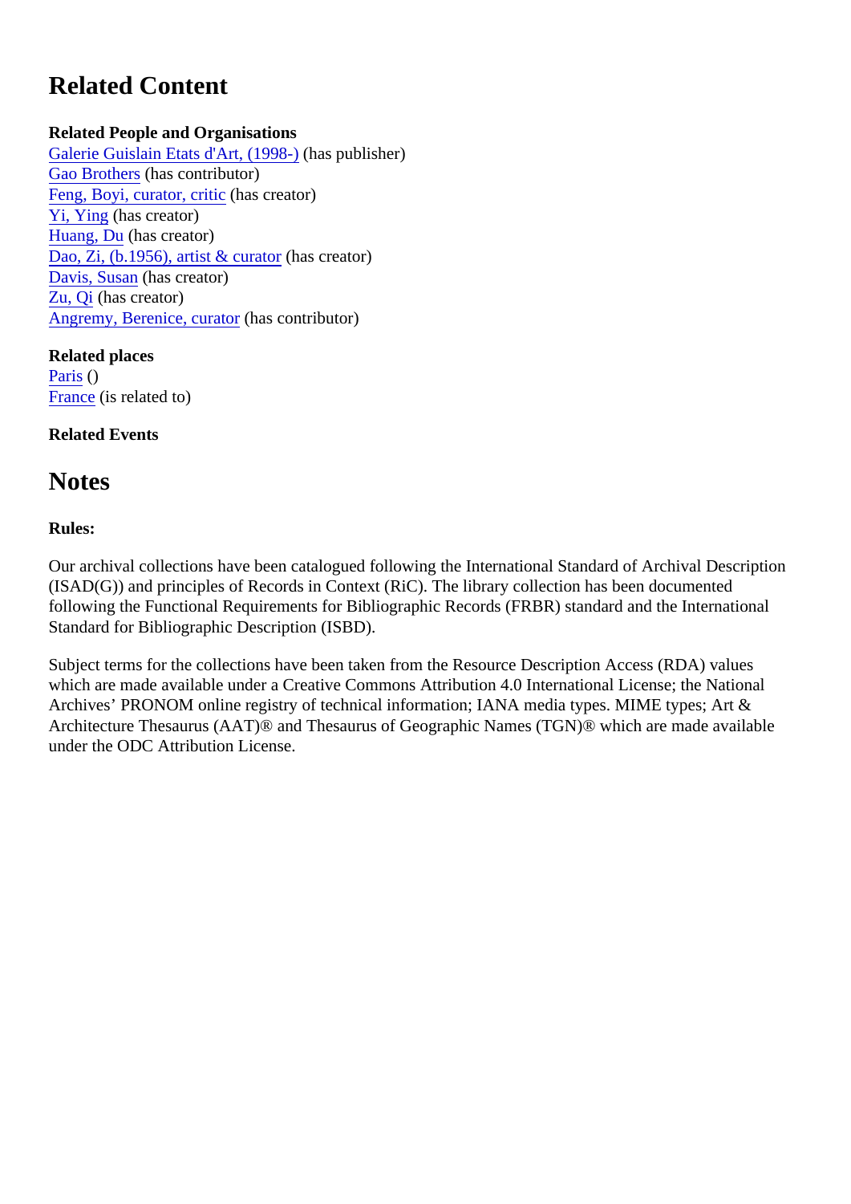# Related Content

**Related People and Organisations**

Galerie Guislain Etats d'Art, (1998-) (has publisher)
Gao Brothers (has contributor)
Feng, Boyi, curator, critic (has creator)
Yi, Ying (has creator)
Huang, Du (has creator)
Dao, Zi, (b.1956), artist & curator (has creator)
Davis, Susan (has creator)
Zu, Qi (has creator)
Angremy, Berenice, curator (has contributor)

**Related places**

Paris ()
France (is related to)

**Related Events**

# Notes

**Rules:**

Our archival collections have been catalogued following the International Standard of Archival Description (ISAD(G)) and principles of Records in Context (RiC). The library collection has been documented following the Functional Requirements for Bibliographic Records (FRBR) standard and the International Standard for Bibliographic Description (ISBD).

Subject terms for the collections have been taken from the Resource Description Access (RDA) values which are made available under a Creative Commons Attribution 4.0 International License; the National Archives' PRONOM online registry of technical information; IANA media types. MIME types; Art & Architecture Thesaurus (AAT)® and Thesaurus of Geographic Names (TGN)® which are made available under the ODC Attribution License.